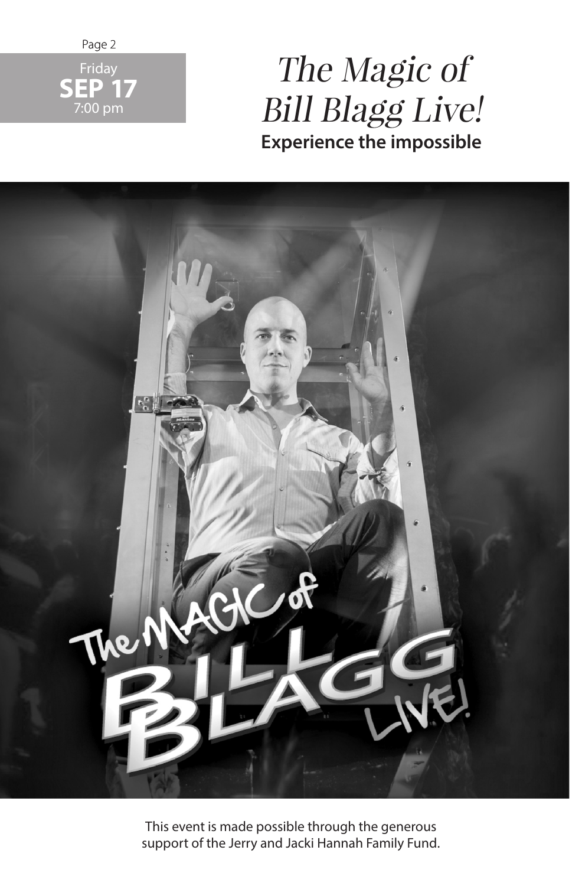Friday
**SEP 17**
7:00 pm

# *The Magic of Bill Blagg Live!*

**Experience the impossible**

This event is made possible through the generous support of the Jerry and Jacki Hannah Family Fund.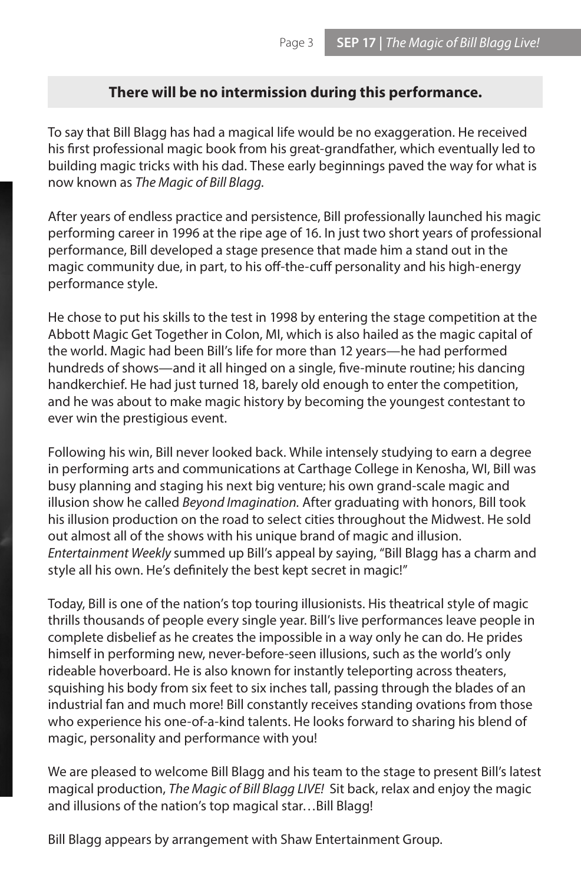**There will be no intermission during this performance.**

To say that Bill Blagg has had a magical life would be no exaggeration. He received his first professional magic book from his great-grandfather, which eventually led to building magic tricks with his dad. These early beginnings paved the way for what is now known as *The Magic of Bill Blagg.*

After years of endless practice and persistence, Bill professionally launched his magic performing career in 1996 at the ripe age of 16. In just two short years of professional performance, Bill developed a stage presence that made him a stand out in the magic community due, in part, to his off-the-cuff personality and his high-energy performance style.

He chose to put his skills to the test in 1998 by entering the stage competition at the Abbott Magic Get Together in Colon, MI, which is also hailed as the magic capital of the world. Magic had been Bill's life for more than 12 years—he had performed hundreds of shows—and it all hinged on a single, five-minute routine; his dancing handkerchief. He had just turned 18, barely old enough to enter the competition, and he was about to make magic history by becoming the youngest contestant to ever win the prestigious event.

Following his win, Bill never looked back. While intensely studying to earn a degree in performing arts and communications at Carthage College in Kenosha, WI, Bill was busy planning and staging his next big venture; his own grand-scale magic and illusion show he called *Beyond Imagination.* After graduating with honors, Bill took his illusion production on the road to select cities throughout the Midwest. He sold out almost all of the shows with his unique brand of magic and illusion. *Entertainment Weekly* summed up Bill's appeal by saying, "Bill Blagg has a charm and style all his own. He's definitely the best kept secret in magic!"

Today, Bill is one of the nation's top touring illusionists. His theatrical style of magic thrills thousands of people every single year. Bill's live performances leave people in complete disbelief as he creates the impossible in a way only he can do. He prides himself in performing new, never-before-seen illusions, such as the world's only rideable hoverboard. He is also known for instantly teleporting across theaters, squishing his body from six feet to six inches tall, passing through the blades of an industrial fan and much more! Bill constantly receives standing ovations from those who experience his one-of-a-kind talents. He looks forward to sharing his blend of magic, personality and performance with you!

We are pleased to welcome Bill Blagg and his team to the stage to present Bill's latest magical production, *The Magic of Bill Blagg LIVE!* Sit back, relax and enjoy the magic and illusions of the nation's top magical star…Bill Blagg!

Bill Blagg appears by arrangement with Shaw Entertainment Group.